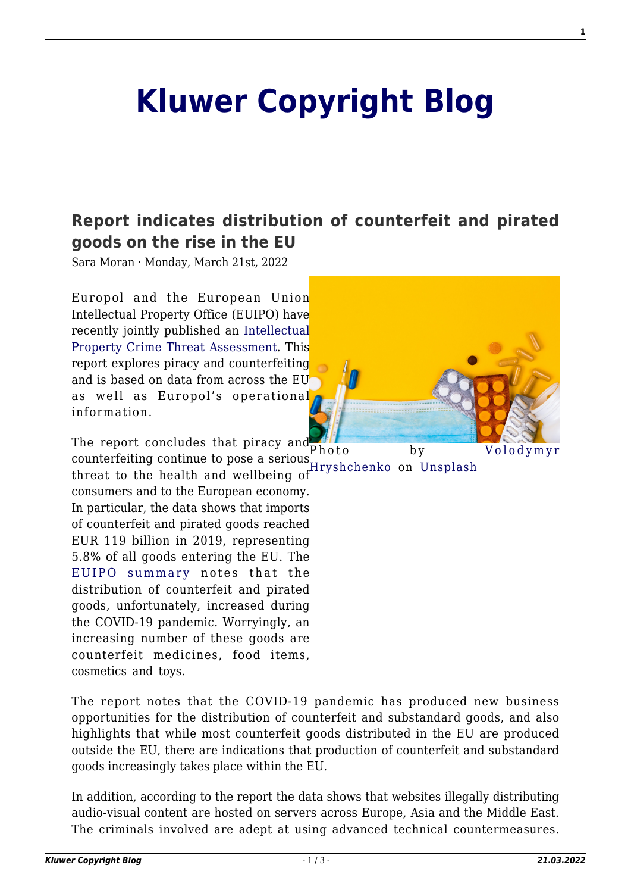# Kluwer Copyright Blog

## Report indicates distribution of counterfeit and pirated goods on the rise in the EU

Sara Moran · Monday, March 21st, 2022

Europol and the European Union Intellectual Property Office (EUIPO) have recently jointly published an Intellectual Property Crime Threat Assessment. This report explores piracy and counterfeiting and is based on data from across the EU as well as Europol's operational information.

Photo by Volodymyr Hryshchenko on Unsplash

The report concludes that piracy and counterfeiting continue to pose a serious threat to the health and wellbeing of consumers and to the European economy. In particular, the data shows that imports of counterfeit and pirated goods reached EUR 119 billion in 2019, representing 5.8% of all goods entering the EU. The EUIPO summary notes that the distribution of counterfeit and pirated goods, unfortunately, increased during the COVID-19 pandemic. Worryingly, an increasing number of these goods are counterfeit medicines, food items, cosmetics and toys.

The report notes that the COVID-19 pandemic has produced new business opportunities for the distribution of counterfeit and substandard goods, and also highlights that while most counterfeit goods distributed in the EU are produced outside the EU, there are indications that production of counterfeit and substandard goods increasingly takes place within the EU.

In addition, according to the report the data shows that websites illegally distributing audio-visual content are hosted on servers across Europe, Asia and the Middle East. The criminals involved are adept at using advanced technical countermeasures.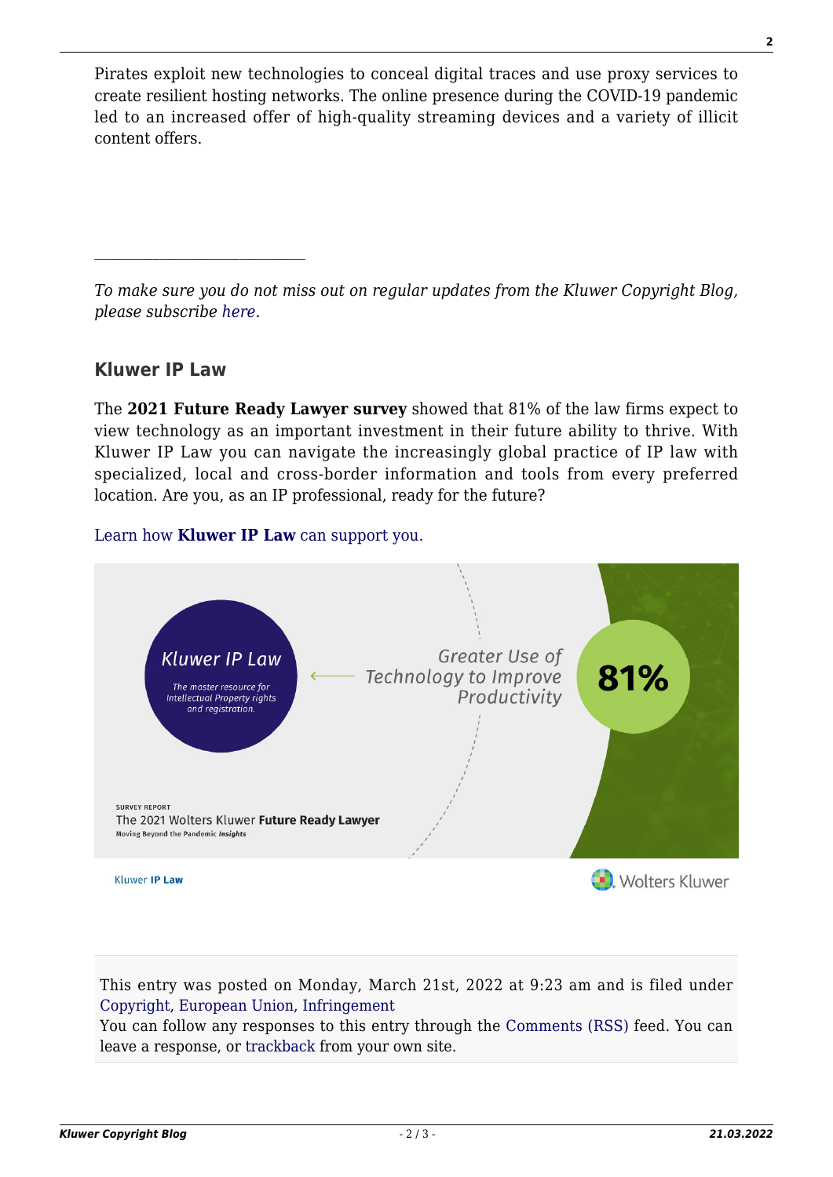Pirates exploit new technologies to conceal digital traces and use proxy services to create resilient hosting networks. The online presence during the COVID-19 pandemic led to an increased offer of high-quality streaming devices and a variety of illicit content offers.

---

*To make sure you do not miss out on regular updates from the Kluwer Copyright Blog, please subscribe here.*

### Kluwer IP Law

The **2021 Future Ready Lawyer survey** showed that 81% of the law firms expect to view technology as an important investment in their future ability to thrive. With Kluwer IP Law you can navigate the increasingly global practice of IP law with specialized, local and cross-border information and tools from every preferred location. Are you, as an IP professional, ready for the future?

Learn how **Kluwer IP Law** can support you.

This entry was posted on Monday, March 21st, 2022 at 9:23 am and is filed under Copyright, European Union, Infringement
You can follow any responses to this entry through the Comments (RSS) feed. You can leave a response, or trackback from your own site.